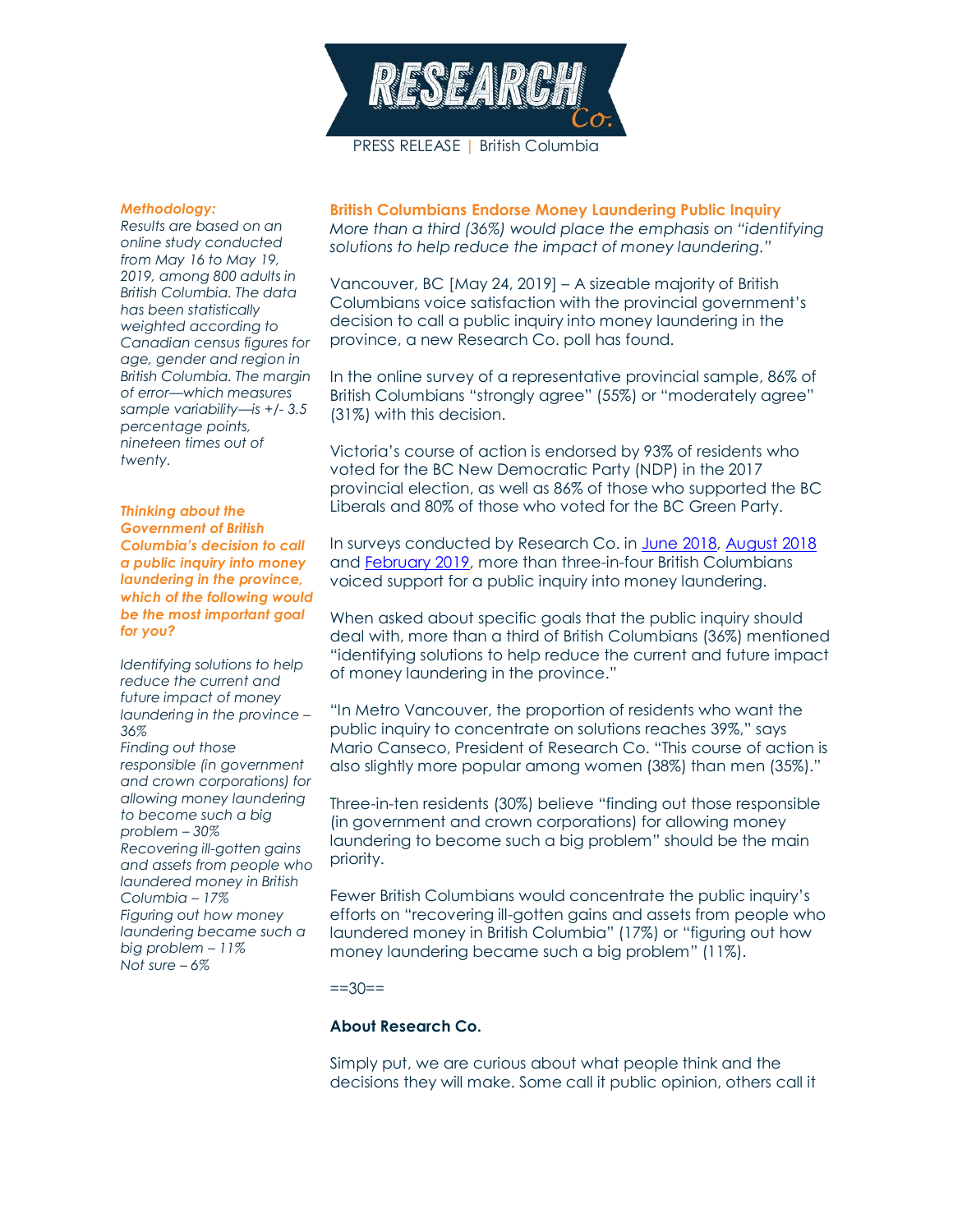PRESS RELEASE | British Columbia

## British Columbians Endorse Money Laundering Public Inquiry

*More than a third (36%) would place the emphasis on "identifying solutions to help reduce the impact of money laundering."*

Vancouver, BC [May 24, 2019] – A sizeable majority of British Columbians voice satisfaction with the provincial government's decision to call a public inquiry into money laundering in the province, a new Research Co. poll has found.

In the online survey of a representative provincial sample, 86% of British Columbians "strongly agree" (55%) or "moderately agree" (31%) with this decision.

Victoria's course of action is endorsed by 93% of residents who voted for the BC New Democratic Party (NDP) in the 2017 provincial election, as well as 86% of those who supported the BC Liberals and 80% of those who voted for the BC Green Party.

In surveys conducted by Research Co. in June 2018, August 2018 and February 2019, more than three-in-four British Columbians voiced support for a public inquiry into money laundering.

When asked about specific goals that the public inquiry should deal with, more than a third of British Columbians (36%) mentioned "identifying solutions to help reduce the current and future impact of money laundering in the province."

"In Metro Vancouver, the proportion of residents who want the public inquiry to concentrate on solutions reaches 39%," says Mario Canseco, President of Research Co. "This course of action is also slightly more popular among women (38%) than men (35%)."

Three-in-ten residents (30%) believe "finding out those responsible (in government and crown corporations) for allowing money laundering to become such a big problem" should be the main priority.

Fewer British Columbians would concentrate the public inquiry's efforts on "recovering ill-gotten gains and assets from people who laundered money in British Columbia" (17%) or "figuring out how money laundering became such a big problem" (11%).

==30==

### About Research Co.

Simply put, we are curious about what people think and the decisions they will make. Some call it public opinion, others call it

***Methodology:***

*Results are based on an online study conducted from May 16 to May 19, 2019, among 800 adults in British Columbia. The data has been statistically weighted according to Canadian census figures for age, gender and region in British Columbia. The margin of error—which measures sample variability—is +/- 3.5 percentage points, nineteen times out of twenty.*

***Thinking about the Government of British Columbia's decision to call a public inquiry into money laundering in the province, which of the following would be the most important goal for you?***

*Identifying solutions to help reduce the current and future impact of money laundering in the province – 36%*
*Finding out those responsible (in government and crown corporations) for allowing money laundering to become such a big problem – 30%*
*Recovering ill-gotten gains and assets from people who laundered money in British Columbia – 17%*
*Figuring out how money laundering became such a big problem – 11%*
*Not sure – 6%*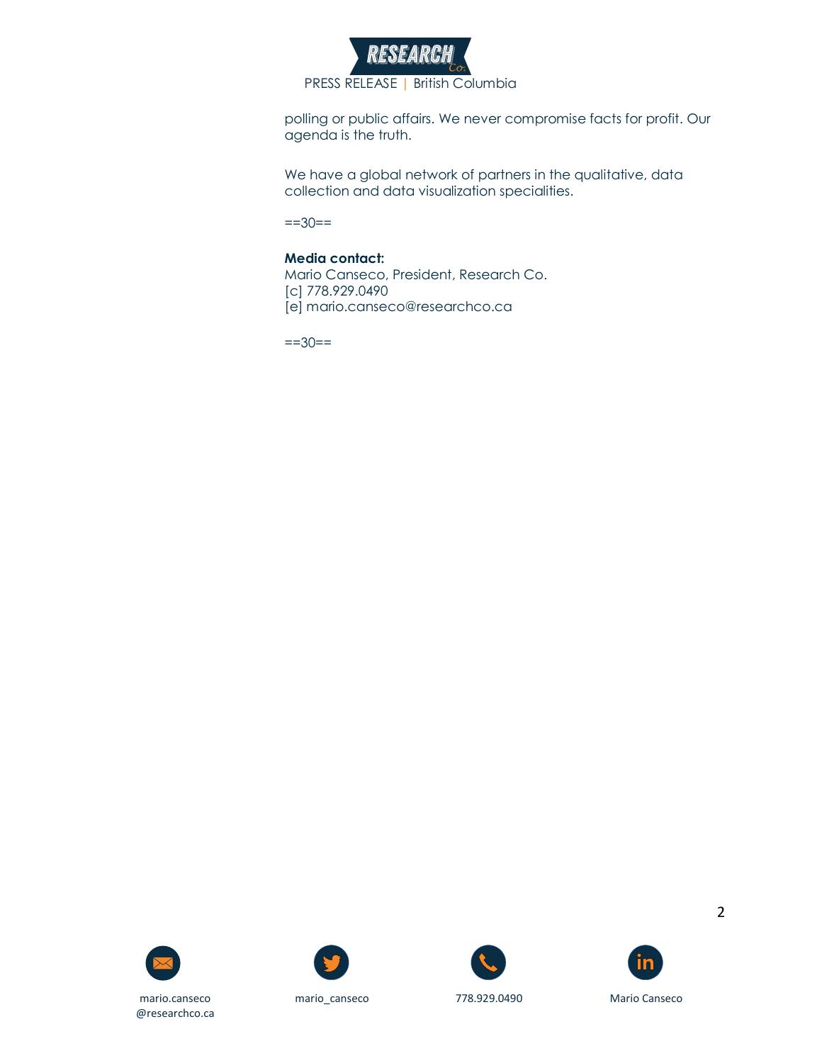polling or public affairs. We never compromise facts for profit. Our agenda is the truth.

We have a global network of partners in the qualitative, data collection and data visualization specialities.

==30==

**Media contact:**
Mario Canseco, President, Research Co.
[c] 778.929.0490
[e] mario.canseco@researchco.ca

==30==